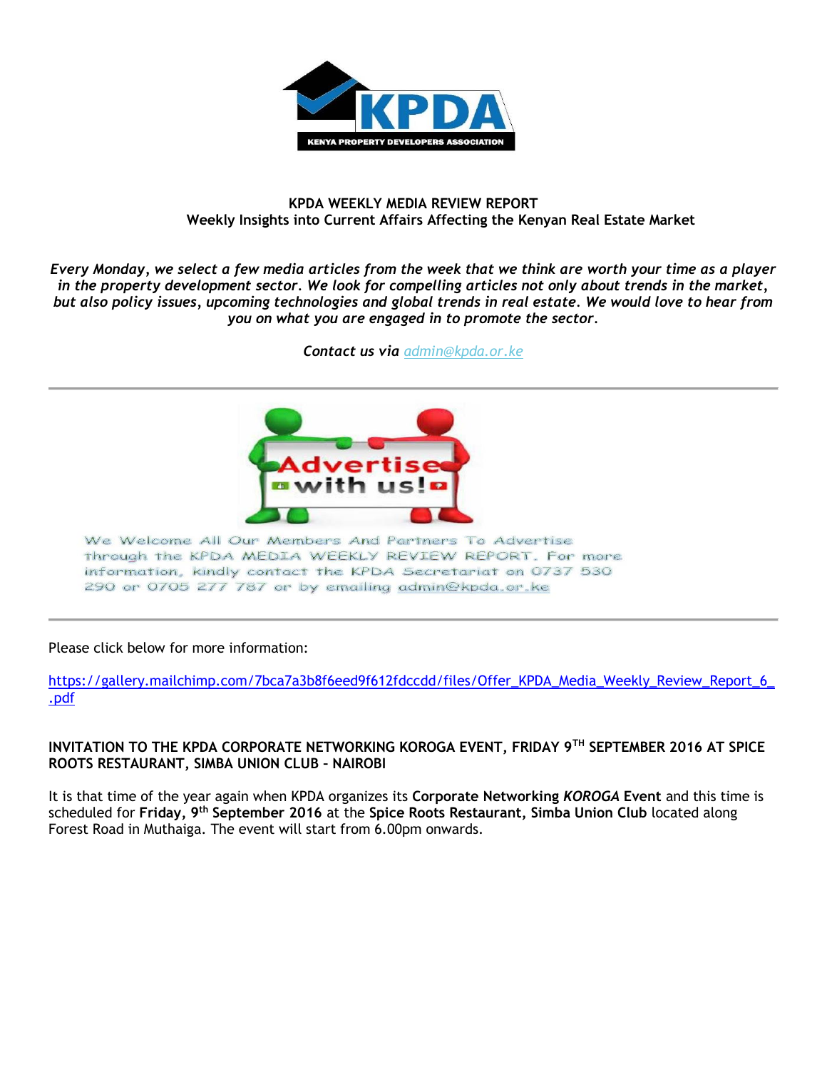**KPDA WEEKLY MEDIA REVIEW REPORT**
**Weekly Insights into Current Affairs Affecting the Kenyan Real Estate Market**

***Every Monday, we select a few media articles from the week that we think are worth your time as a player in the property development sector. We look for compelling articles not only about trends in the market, but also policy issues, upcoming technologies and global trends in real estate. We would love to hear from you on what you are engaged in to promote the sector.***

***Contact us via*** *admin@kpda.or.ke*

---

We Welcome All Our Members And Partners To Advertise through the KPDA MEDIA WEEKLY REVIEW REPORT. For more information, kindly contact the KPDA Secretariat on 0737 530 290 or 0705 277 787 or by emailing admin@kpda.or.ke

---

Please click below for more information:

https://gallery.mailchimp.com/7bca7a3b8f6eed9f612fdccdd/files/Offer_KPDA_Media_Weekly_Review_Report_6_.pdf

**INVITATION TO THE KPDA CORPORATE NETWORKING KOROGA EVENT, FRIDAY 9TH SEPTEMBER 2016 AT SPICE ROOTS RESTAURANT, SIMBA UNION CLUB – NAIROBI**

It is that time of the year again when KPDA organizes its **Corporate Networking *KOROGA* Event** and this time is scheduled for **Friday, 9th September 2016** at the **Spice Roots Restaurant, Simba Union Club** located along Forest Road in Muthaiga. The event will start from 6.00pm onwards.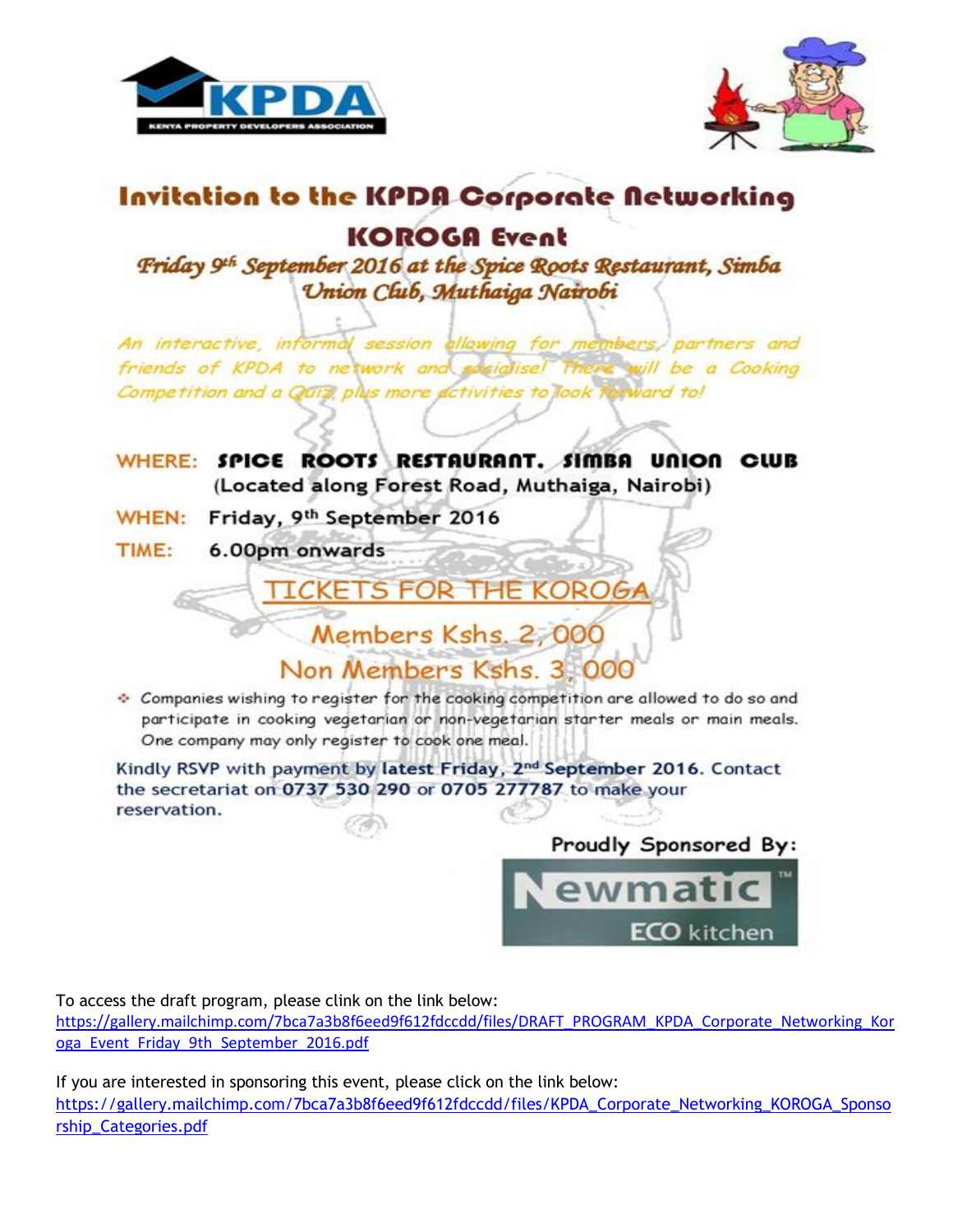# Invitation to the KPDA Corporate Networking KOROGA Event

*Friday 9th September 2016 at the Spice Roots Restaurant, Simba Union Club, Muthaiga Nairobi*

*An interactive, informal session allowing for members, partners and friends of KPDA to network and socialise! There will be a Cooking Competition and a Quiz, plus more activities to look forward to!*

**WHERE:** **SPICE ROOTS RESTAURANT. SIMBA UNION CLUB** (Located along Forest Road, Muthaiga, Nairobi)

**WHEN:** Friday, 9th September 2016

**TIME:** 6.00pm onwards

## TICKETS FOR THE KOROGA

Members Kshs. 2,000

Non Members Kshs. 3,000

- Companies wishing to register for the cooking competition are allowed to do so and participate in cooking vegetarian or non-vegetarian starter meals or main meals. One company may only register to cook one meal.

Kindly RSVP with payment by **latest Friday, 2nd September 2016**. Contact the secretariat on **0737 530 290** or **0705 277787** to make your reservation.

Proudly Sponsored By: Newmatic ECO kitchen

To access the draft program, please clink on the link below:
https://gallery.mailchimp.com/7bca7a3b8f6eed9f612fdccdd/files/DRAFT_PROGRAM_KPDA_Corporate_Networking_Koroga_Event_Friday_9th_September_2016.pdf

If you are interested in sponsoring this event, please click on the link below:
https://gallery.mailchimp.com/7bca7a3b8f6eed9f612fdccdd/files/KPDA_Corporate_Networking_KOROGA_Sponsorship_Categories.pdf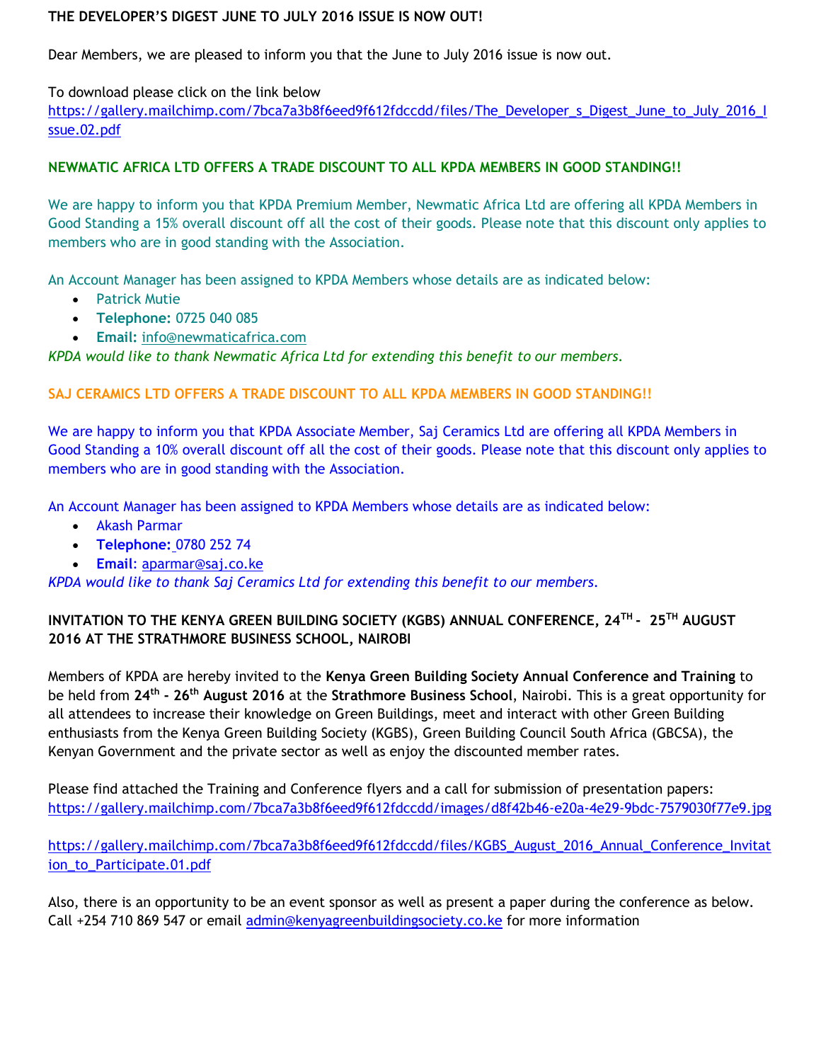**THE DEVELOPER'S DIGEST JUNE TO JULY 2016 ISSUE IS NOW OUT!**

Dear Members, we are pleased to inform you that the June to July 2016 issue is now out.

To download please click on the link below
https://gallery.mailchimp.com/7bca7a3b8f6eed9f612fdccdd/files/The_Developer_s_Digest_June_to_July_2016_Issue.02.pdf

**NEWMATIC AFRICA LTD OFFERS A TRADE DISCOUNT TO ALL KPDA MEMBERS IN GOOD STANDING!!**

We are happy to inform you that KPDA Premium Member, Newmatic Africa Ltd are offering all KPDA Members in Good Standing a 15% overall discount off all the cost of their goods. Please note that this discount only applies to members who are in good standing with the Association.

An Account Manager has been assigned to KPDA Members whose details are as indicated below:

- Patrick Mutie
- **Telephone:** 0725 040 085
- **Email:** info@newmaticafrica.com

*KPDA would like to thank Newmatic Africa Ltd for extending this benefit to our members.*

**SAJ CERAMICS LTD OFFERS A TRADE DISCOUNT TO ALL KPDA MEMBERS IN GOOD STANDING!!**

We are happy to inform you that KPDA Associate Member, Saj Ceramics Ltd are offering all KPDA Members in Good Standing a 10% overall discount off all the cost of their goods. Please note that this discount only applies to members who are in good standing with the Association.

An Account Manager has been assigned to KPDA Members whose details are as indicated below:

- Akash Parmar
- **Telephone:** 0780 252 74
- **Email**: aparmar@saj.co.ke

*KPDA would like to thank Saj Ceramics Ltd for extending this benefit to our members.*

**INVITATION TO THE KENYA GREEN BUILDING SOCIETY (KGBS) ANNUAL CONFERENCE, 24TH - 25TH AUGUST 2016 AT THE STRATHMORE BUSINESS SCHOOL, NAIROBI**

Members of KPDA are hereby invited to the **Kenya Green Building Society Annual Conference and Training** to be held from **24th - 26th August 2016** at the **Strathmore Business School**, Nairobi. This is a great opportunity for all attendees to increase their knowledge on Green Buildings, meet and interact with other Green Building enthusiasts from the Kenya Green Building Society (KGBS), Green Building Council South Africa (GBCSA), the Kenyan Government and the private sector as well as enjoy the discounted member rates.

Please find attached the Training and Conference flyers and a call for submission of presentation papers:
https://gallery.mailchimp.com/7bca7a3b8f6eed9f612fdccdd/images/d8f42b46-e20a-4e29-9bdc-7579030f77e9.jpg

https://gallery.mailchimp.com/7bca7a3b8f6eed9f612fdccdd/files/KGBS_August_2016_Annual_Conference_Invitation_to_Participate.01.pdf

Also, there is an opportunity to be an event sponsor as well as present a paper during the conference as below. Call +254 710 869 547 or email admin@kenyagreenbuildingsociety.co.ke for more information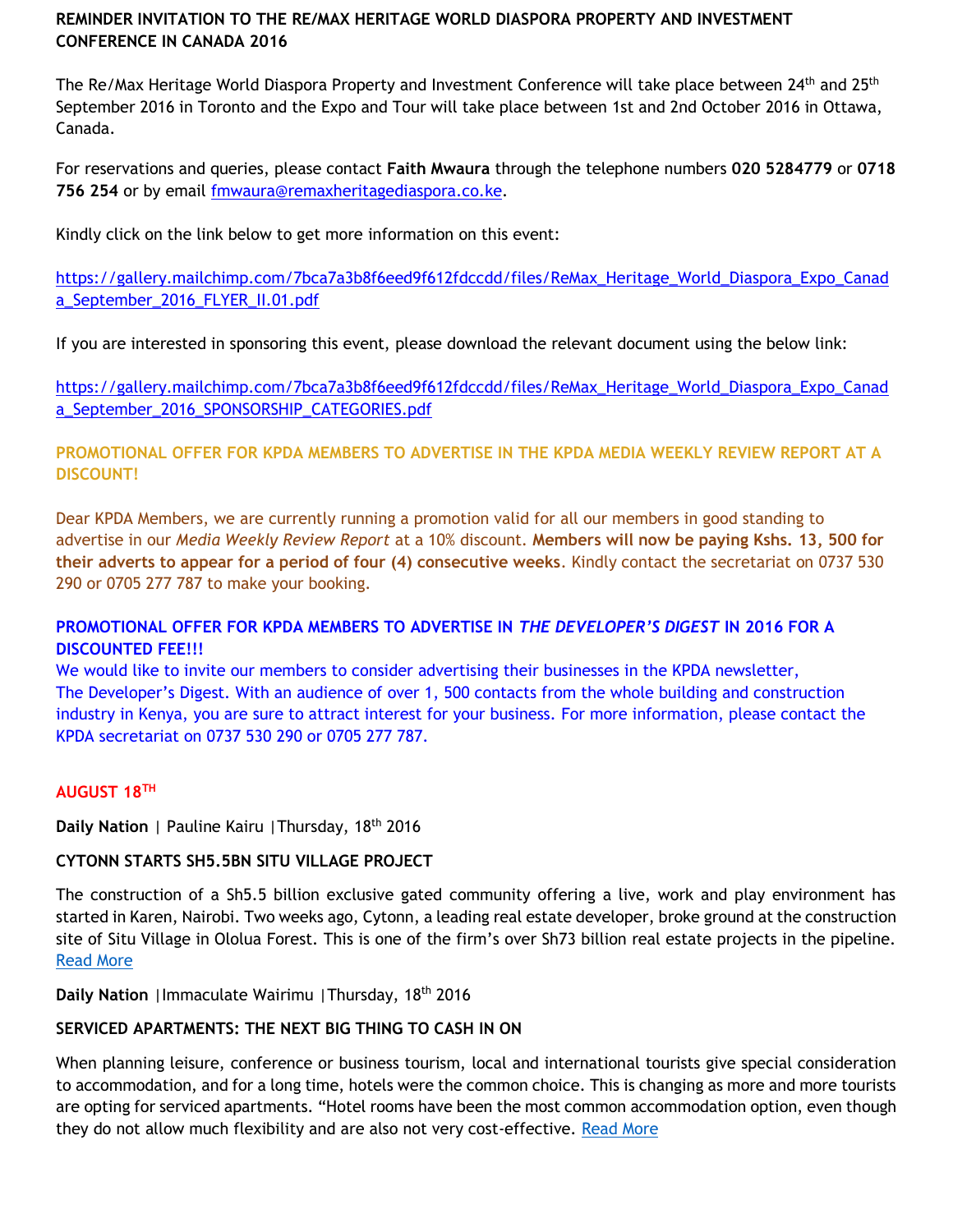**REMINDER INVITATION TO THE RE/MAX HERITAGE WORLD DIASPORA PROPERTY AND INVESTMENT CONFERENCE IN CANADA 2016**

The Re/Max Heritage World Diaspora Property and Investment Conference will take place between 24th and 25th September 2016 in Toronto and the Expo and Tour will take place between 1st and 2nd October 2016 in Ottawa, Canada.

For reservations and queries, please contact **Faith Mwaura** through the telephone numbers **020 5284779** or **0718 756 254** or by email fmwaura@remaxheritagediaspora.co.ke.

Kindly click on the link below to get more information on this event:

https://gallery.mailchimp.com/7bca7a3b8f6eed9f612fdccdd/files/ReMax_Heritage_World_Diaspora_Expo_Canada_September_2016_FLYER_II.01.pdf

If you are interested in sponsoring this event, please download the relevant document using the below link:

https://gallery.mailchimp.com/7bca7a3b8f6eed9f612fdccdd/files/ReMax_Heritage_World_Diaspora_Expo_Canada_September_2016_SPONSORSHIP_CATEGORIES.pdf

**PROMOTIONAL OFFER FOR KPDA MEMBERS TO ADVERTISE IN THE KPDA MEDIA WEEKLY REVIEW REPORT AT A DISCOUNT!**

Dear KPDA Members, we are currently running a promotion valid for all our members in good standing to advertise in our *Media Weekly Review Report* at a 10% discount. **Members will now be paying Kshs. 13, 500 for their adverts to appear for a period of four (4) consecutive weeks**. Kindly contact the secretariat on 0737 530 290 or 0705 277 787 to make your booking.

**PROMOTIONAL OFFER FOR KPDA MEMBERS TO ADVERTISE IN *THE DEVELOPER'S DIGEST* IN 2016 FOR A DISCOUNTED FEE!!!**

We would like to invite our members to consider advertising their businesses in the KPDA newsletter, The Developer's Digest. With an audience of over 1, 500 contacts from the whole building and construction industry in Kenya, you are sure to attract interest for your business. For more information, please contact the KPDA secretariat on 0737 530 290 or 0705 277 787.

**AUGUST 18TH**

**Daily Nation** | Pauline Kairu |Thursday, 18th 2016

**CYTONN STARTS SH5.5BN SITU VILLAGE PROJECT**

The construction of a Sh5.5 billion exclusive gated community offering a live, work and play environment has started in Karen, Nairobi. Two weeks ago, Cytonn, a leading real estate developer, broke ground at the construction site of Situ Village in Ololua Forest. This is one of the firm's over Sh73 billion real estate projects in the pipeline. Read More

**Daily Nation** |Immaculate Wairimu |Thursday, 18th 2016

**SERVICED APARTMENTS: THE NEXT BIG THING TO CASH IN ON**

When planning leisure, conference or business tourism, local and international tourists give special consideration to accommodation, and for a long time, hotels were the common choice. This is changing as more and more tourists are opting for serviced apartments. "Hotel rooms have been the most common accommodation option, even though they do not allow much flexibility and are also not very cost-effective. Read More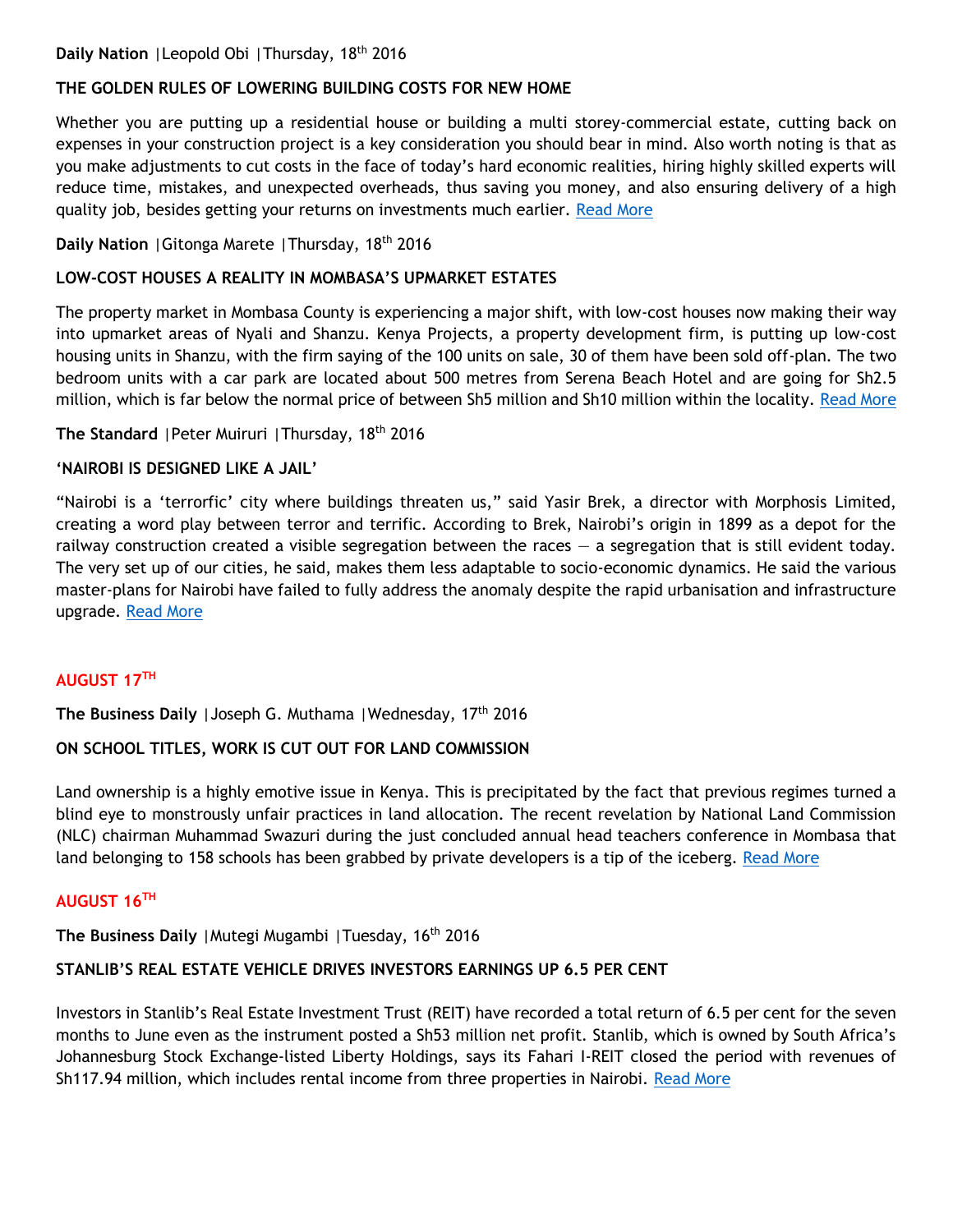**Daily Nation** |Leopold Obi |Thursday, 18th 2016

**THE GOLDEN RULES OF LOWERING BUILDING COSTS FOR NEW HOME**

Whether you are putting up a residential house or building a multi storey-commercial estate, cutting back on expenses in your construction project is a key consideration you should bear in mind. Also worth noting is that as you make adjustments to cut costs in the face of today's hard economic realities, hiring highly skilled experts will reduce time, mistakes, and unexpected overheads, thus saving you money, and also ensuring delivery of a high quality job, besides getting your returns on investments much earlier. Read More

**Daily Nation** |Gitonga Marete |Thursday, 18th 2016

**LOW-COST HOUSES A REALITY IN MOMBASA'S UPMARKET ESTATES**

The property market in Mombasa County is experiencing a major shift, with low-cost houses now making their way into upmarket areas of Nyali and Shanzu. Kenya Projects, a property development firm, is putting up low-cost housing units in Shanzu, with the firm saying of the 100 units on sale, 30 of them have been sold off-plan. The two bedroom units with a car park are located about 500 metres from Serena Beach Hotel and are going for Sh2.5 million, which is far below the normal price of between Sh5 million and Sh10 million within the locality. Read More

**The Standard** |Peter Muiruri |Thursday, 18th 2016

**'NAIROBI IS DESIGNED LIKE A JAIL'**

"Nairobi is a 'terrorfic' city where buildings threaten us," said Yasir Brek, a director with Morphosis Limited, creating a word play between terror and terrific. According to Brek, Nairobi's origin in 1899 as a depot for the railway construction created a visible segregation between the races — a segregation that is still evident today. The very set up of our cities, he said, makes them less adaptable to socio-economic dynamics. He said the various master-plans for Nairobi have failed to fully address the anomaly despite the rapid urbanisation and infrastructure upgrade. Read More

## AUGUST 17TH

**The Business Daily** |Joseph G. Muthama |Wednesday, 17th 2016

**ON SCHOOL TITLES, WORK IS CUT OUT FOR LAND COMMISSION**

Land ownership is a highly emotive issue in Kenya. This is precipitated by the fact that previous regimes turned a blind eye to monstrously unfair practices in land allocation. The recent revelation by National Land Commission (NLC) chairman Muhammad Swazuri during the just concluded annual head teachers conference in Mombasa that land belonging to 158 schools has been grabbed by private developers is a tip of the iceberg. Read More

## AUGUST 16TH

**The Business Daily** |Mutegi Mugambi |Tuesday, 16th 2016

**STANLIB'S REAL ESTATE VEHICLE DRIVES INVESTORS EARNINGS UP 6.5 PER CENT**

Investors in Stanlib's Real Estate Investment Trust (REIT) have recorded a total return of 6.5 per cent for the seven months to June even as the instrument posted a Sh53 million net profit. Stanlib, which is owned by South Africa's Johannesburg Stock Exchange-listed Liberty Holdings, says its Fahari I-REIT closed the period with revenues of Sh117.94 million, which includes rental income from three properties in Nairobi. Read More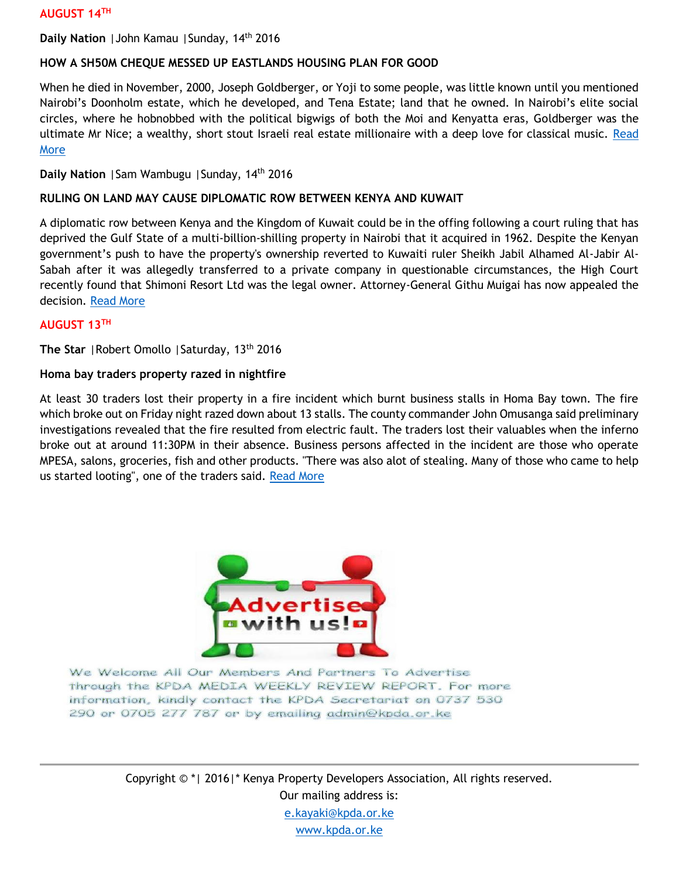## AUGUST 14TH

**Daily Nation** |John Kamau |Sunday, 14th 2016

**HOW A SH50M CHEQUE MESSED UP EASTLANDS HOUSING PLAN FOR GOOD**

When he died in November, 2000, Joseph Goldberger, or Yoji to some people, was little known until you mentioned Nairobi's Doonholm estate, which he developed, and Tena Estate; land that he owned. In Nairobi's elite social circles, where he hobnobbed with the political bigwigs of both the Moi and Kenyatta eras, Goldberger was the ultimate Mr Nice; a wealthy, short stout Israeli real estate millionaire with a deep love for classical music. Read More

**Daily Nation** |Sam Wambugu |Sunday, 14th 2016

**RULING ON LAND MAY CAUSE DIPLOMATIC ROW BETWEEN KENYA AND KUWAIT**

A diplomatic row between Kenya and the Kingdom of Kuwait could be in the offing following a court ruling that has deprived the Gulf State of a multi-billion-shilling property in Nairobi that it acquired in 1962. Despite the Kenyan government's push to have the property's ownership reverted to Kuwaiti ruler Sheikh Jabil Alhamed Al-Jabir Al-Sabah after it was allegedly transferred to a private company in questionable circumstances, the High Court recently found that Shimoni Resort Ltd was the legal owner. Attorney-General Githu Muigai has now appealed the decision. Read More

## AUGUST 13TH

**The Star** |Robert Omollo |Saturday, 13th 2016

**Homa bay traders property razed in nightfire**

At least 30 traders lost their property in a fire incident which burnt business stalls in Homa Bay town. The fire which broke out on Friday night razed down about 13 stalls. The county commander John Omusanga said preliminary investigations revealed that the fire resulted from electric fault. The traders lost their valuables when the inferno broke out at around 11:30PM in their absence. Business persons affected in the incident are those who operate MPESA, salons, groceries, fish and other products. "There was also alot of stealing. Many of those who came to help us started looting", one of the traders said. Read More

Advertise with us!

We Welcome All Our Members And Partners To Advertise through the KPDA MEDIA WEEKLY REVIEW REPORT. For more information, kindly contact the KPDA Secretariat on 0737 530 290 or 0705 277 787 or by emailing admin@kpda.or.ke

---

Copyright © *| 2016|* Kenya Property Developers Association, All rights reserved.

Our mailing address is:

e.kayaki@kpda.or.ke

www.kpda.or.ke